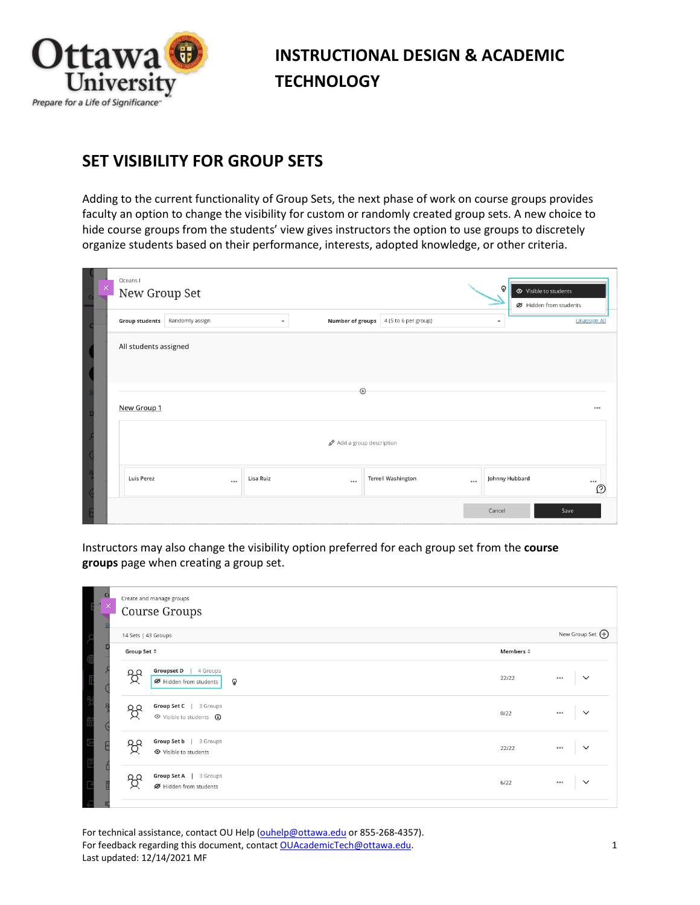# INSTRUCTIONAL DESIGN & ACADEMIC TECHNOLOGY

## SET VISIBILITY FOR GROUP SETS

Adding to the current functionality of Group Sets, the next phase of work on course groups provides faculty an option to change the visibility for custom or randomly created group sets. A new choice to hide course groups from the students' view gives instructors the option to use groups to discretely organize students based on their performance, interests, adopted knowledge, or other criteria.

Instructors may also change the visibility option preferred for each group set from the **course groups** page when creating a group set.

For technical assistance, contact OU Help (ouhelp@ottawa.edu or 855-268-4357).
For feedback regarding this document, contact OUAcademicTech@ottawa.edu.
Last updated: 12/14/2021 MF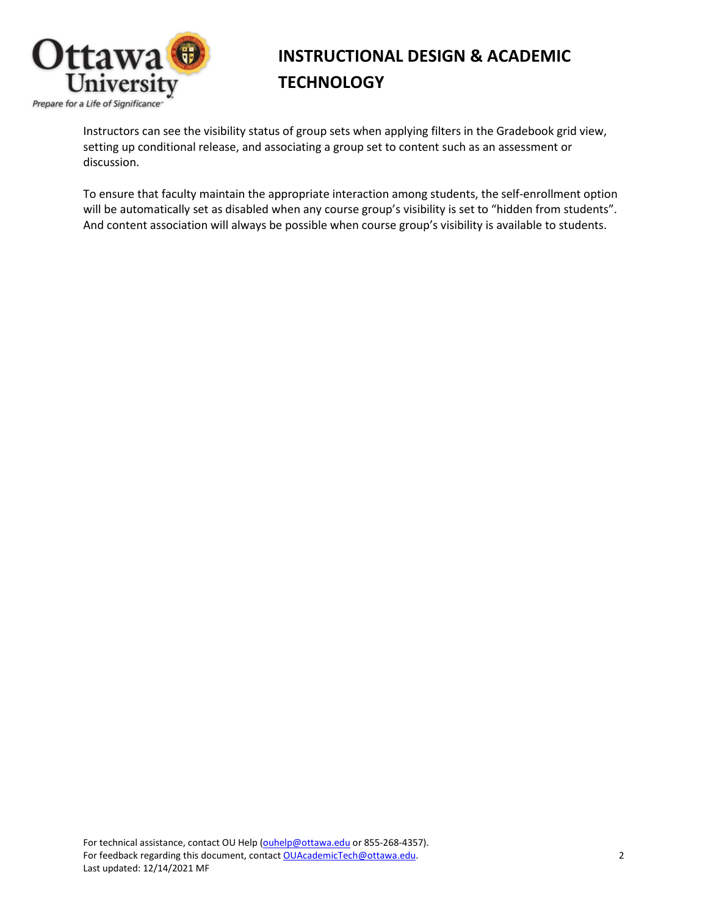Instructors can see the visibility status of group sets when applying filters in the Gradebook grid view, setting up conditional release, and associating a group set to content such as an assessment or discussion.

To ensure that faculty maintain the appropriate interaction among students, the self-enrollment option will be automatically set as disabled when any course group's visibility is set to "hidden from students". And content association will always be possible when course group's visibility is available to students.